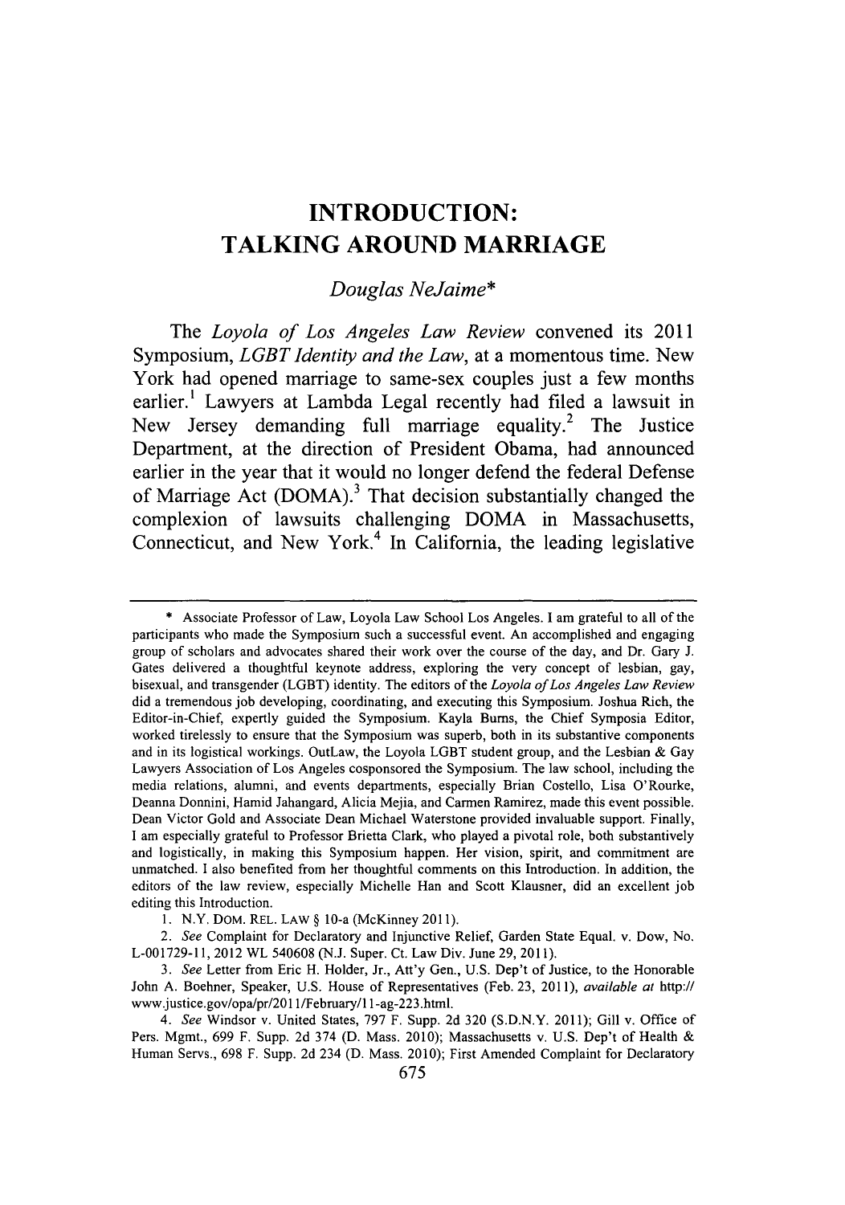# INTRODUCTION: TALKING AROUND MARRIAGE

*Douglas NeJaime\**

The *Loyola of Los Angeles Law Review* convened its 2011 Symposium, *LGBT Identity and the Law*, at a momentous time. New York had opened marriage to same-sex couples just a few months earlier.[1] Lawyers at Lambda Legal recently had filed a lawsuit in New Jersey demanding full marriage equality.[2] The Justice Department, at the direction of President Obama, had announced earlier in the year that it would no longer defend the federal Defense of Marriage Act (DOMA).[3] That decision substantially changed the complexion of lawsuits challenging DOMA in Massachusetts, Connecticut, and New York.[4] In California, the leading legislative

---

\* Associate Professor of Law, Loyola Law School Los Angeles. I am grateful to all of the participants who made the Symposium such a successful event. An accomplished and engaging group of scholars and advocates shared their work over the course of the day, and Dr. Gary J. Gates delivered a thoughtful keynote address, exploring the very concept of lesbian, gay, bisexual, and transgender (LGBT) identity. The editors of the *Loyola of Los Angeles Law Review* did a tremendous job developing, coordinating, and executing this Symposium. Joshua Rich, the Editor-in-Chief, expertly guided the Symposium. Kayla Burns, the Chief Symposia Editor, worked tirelessly to ensure that the Symposium was superb, both in its substantive components and in its logistical workings. OutLaw, the Loyola LGBT student group, and the Lesbian & Gay Lawyers Association of Los Angeles cosponsored the Symposium. The law school, including the media relations, alumni, and events departments, especially Brian Costello, Lisa O'Rourke, Deanna Donnini, Hamid Jahangard, Alicia Mejia, and Carmen Ramirez, made this event possible. Dean Victor Gold and Associate Dean Michael Waterstone provided invaluable support. Finally, I am especially grateful to Professor Brietta Clark, who played a pivotal role, both substantively and logistically, in making this Symposium happen. Her vision, spirit, and commitment are unmatched. I also benefited from her thoughtful comments on this Introduction. In addition, the editors of the law review, especially Michelle Han and Scott Klausner, did an excellent job editing this Introduction.

1. N.Y. DOM. REL. LAW § 10-a (McKinney 2011).

2. *See* Complaint for Declaratory and Injunctive Relief, Garden State Equal. v. Dow, No. L-001729-11, 2012 WL 540608 (N.J. Super. Ct. Law Div. June 29, 2011).

3. *See* Letter from Eric H. Holder, Jr., Att'y Gen., U.S. Dep't of Justice, to the Honorable John A. Boehner, Speaker, U.S. House of Representatives (Feb. 23, 2011), *available at* http://www.justice.gov/opa/pr/2011/February/11-ag-223.html.

4. *See* Windsor v. United States, 797 F. Supp. 2d 320 (S.D.N.Y. 2011); Gill v. Office of Pers. Mgmt., 699 F. Supp. 2d 374 (D. Mass. 2010); Massachusetts v. U.S. Dep't of Health & Human Servs., 698 F. Supp. 2d 234 (D. Mass. 2010); First Amended Complaint for Declaratory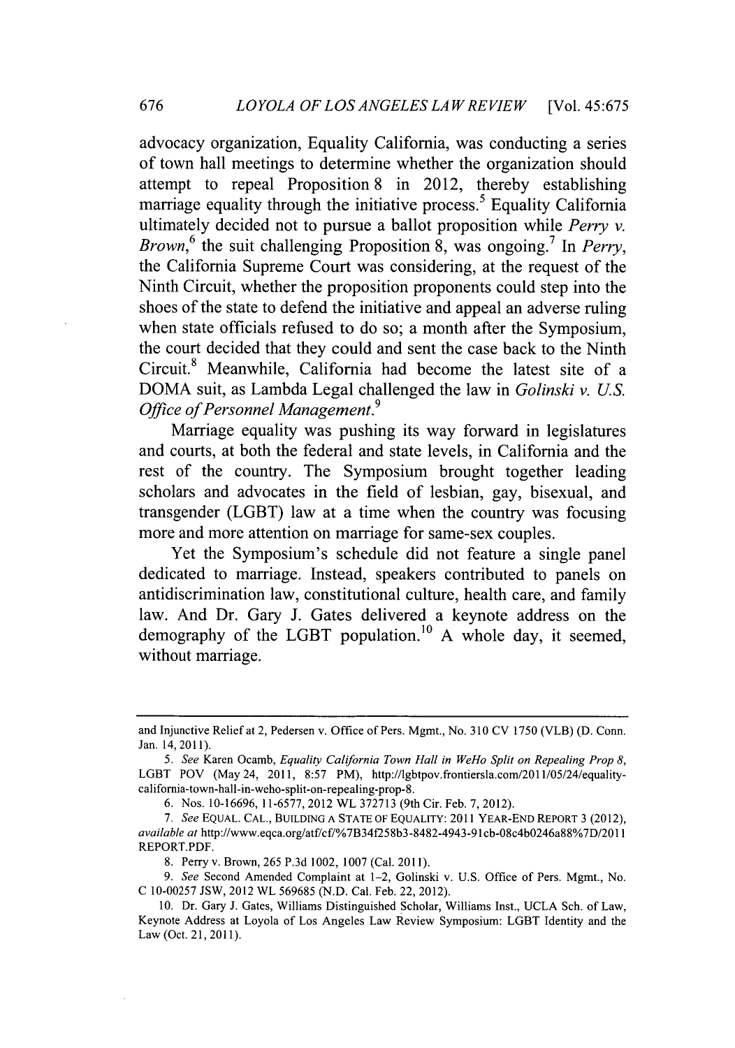advocacy organization, Equality California, was conducting a series of town hall meetings to determine whether the organization should attempt to repeal Proposition 8 in 2012, thereby establishing marriage equality through the initiative process.[5] Equality California ultimately decided not to pursue a ballot proposition while *Perry v. Brown*,[6] the suit challenging Proposition 8, was ongoing.[7] In *Perry*, the California Supreme Court was considering, at the request of the Ninth Circuit, whether the proposition proponents could step into the shoes of the state to defend the initiative and appeal an adverse ruling when state officials refused to do so; a month after the Symposium, the court decided that they could and sent the case back to the Ninth Circuit.[8] Meanwhile, California had become the latest site of a DOMA suit, as Lambda Legal challenged the law in *Golinski v. U.S. Office of Personnel Management*.[9]

Marriage equality was pushing its way forward in legislatures and courts, at both the federal and state levels, in California and the rest of the country. The Symposium brought together leading scholars and advocates in the field of lesbian, gay, bisexual, and transgender (LGBT) law at a time when the country was focusing more and more attention on marriage for same-sex couples.

Yet the Symposium's schedule did not feature a single panel dedicated to marriage. Instead, speakers contributed to panels on antidiscrimination law, constitutional culture, health care, and family law. And Dr. Gary J. Gates delivered a keynote address on the demography of the LGBT population.[10] A whole day, it seemed, without marriage.

---

and Injunctive Relief at 2, Pedersen v. Office of Pers. Mgmt., No. 310 CV 1750 (VLB) (D. Conn. Jan. 14, 2011).

5. *See* Karen Ocamb, *Equality California Town Hall in WeHo Split on Repealing Prop 8*, LGBT POV (May 24, 2011, 8:57 PM), http://lgbtpov.frontiersla.com/2011/05/24/equality-california-town-hall-in-weho-split-on-repealing-prop-8.

6. Nos. 10-16696, 11-6577, 2012 WL 372713 (9th Cir. Feb. 7, 2012).

7. *See* EQUAL. CAL., BUILDING A STATE OF EQUALITY: 2011 YEAR-END REPORT 3 (2012), *available at* http://www.eqca.org/atf/cf/%7B34f258b3-8482-4943-91cb-08c4b0246a88%7D/2011REPORT.PDF.

8. Perry v. Brown, 265 P.3d 1002, 1007 (Cal. 2011).

9. *See* Second Amended Complaint at 1–2, Golinski v. U.S. Office of Pers. Mgmt., No. C 10-00257 JSW, 2012 WL 569685 (N.D. Cal. Feb. 22, 2012).

10. Dr. Gary J. Gates, Williams Distinguished Scholar, Williams Inst., UCLA Sch. of Law, Keynote Address at Loyola of Los Angeles Law Review Symposium: LGBT Identity and the Law (Oct. 21, 2011).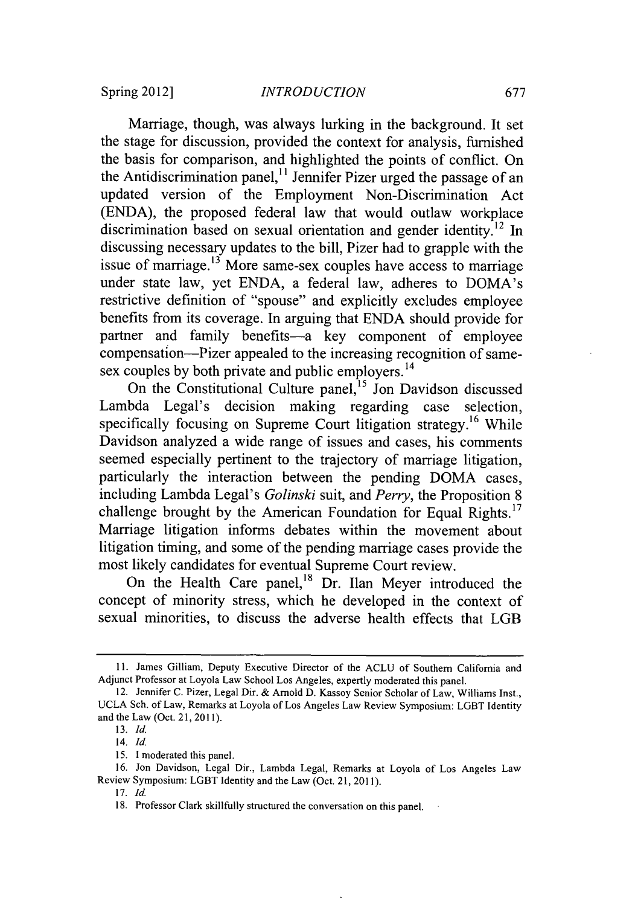Marriage, though, was always lurking in the background. It set the stage for discussion, provided the context for analysis, furnished the basis for comparison, and highlighted the points of conflict. On the Antidiscrimination panel,[11] Jennifer Pizer urged the passage of an updated version of the Employment Non-Discrimination Act (ENDA), the proposed federal law that would outlaw workplace discrimination based on sexual orientation and gender identity.[12] In discussing necessary updates to the bill, Pizer had to grapple with the issue of marriage.[13] More same-sex couples have access to marriage under state law, yet ENDA, a federal law, adheres to DOMA's restrictive definition of "spouse" and explicitly excludes employee benefits from its coverage. In arguing that ENDA should provide for partner and family benefits—a key component of employee compensation—Pizer appealed to the increasing recognition of same-sex couples by both private and public employers.[14]

On the Constitutional Culture panel,[15] Jon Davidson discussed Lambda Legal's decision making regarding case selection, specifically focusing on Supreme Court litigation strategy.[16] While Davidson analyzed a wide range of issues and cases, his comments seemed especially pertinent to the trajectory of marriage litigation, particularly the interaction between the pending DOMA cases, including Lambda Legal's *Golinski* suit, and *Perry*, the Proposition 8 challenge brought by the American Foundation for Equal Rights.[17] Marriage litigation informs debates within the movement about litigation timing, and some of the pending marriage cases provide the most likely candidates for eventual Supreme Court review.

On the Health Care panel,[18] Dr. Ilan Meyer introduced the concept of minority stress, which he developed in the context of sexual minorities, to discuss the adverse health effects that LGB

---

11. James Gilliam, Deputy Executive Director of the ACLU of Southern California and Adjunct Professor at Loyola Law School Los Angeles, expertly moderated this panel.

12. Jennifer C. Pizer, Legal Dir. & Arnold D. Kassoy Senior Scholar of Law, Williams Inst., UCLA Sch. of Law, Remarks at Loyola of Los Angeles Law Review Symposium: LGBT Identity and the Law (Oct. 21, 2011).

13. *Id.*

14. *Id.*

15. I moderated this panel.

16. Jon Davidson, Legal Dir., Lambda Legal, Remarks at Loyola of Los Angeles Law Review Symposium: LGBT Identity and the Law (Oct. 21, 2011).

17. *Id.*

18. Professor Clark skillfully structured the conversation on this panel.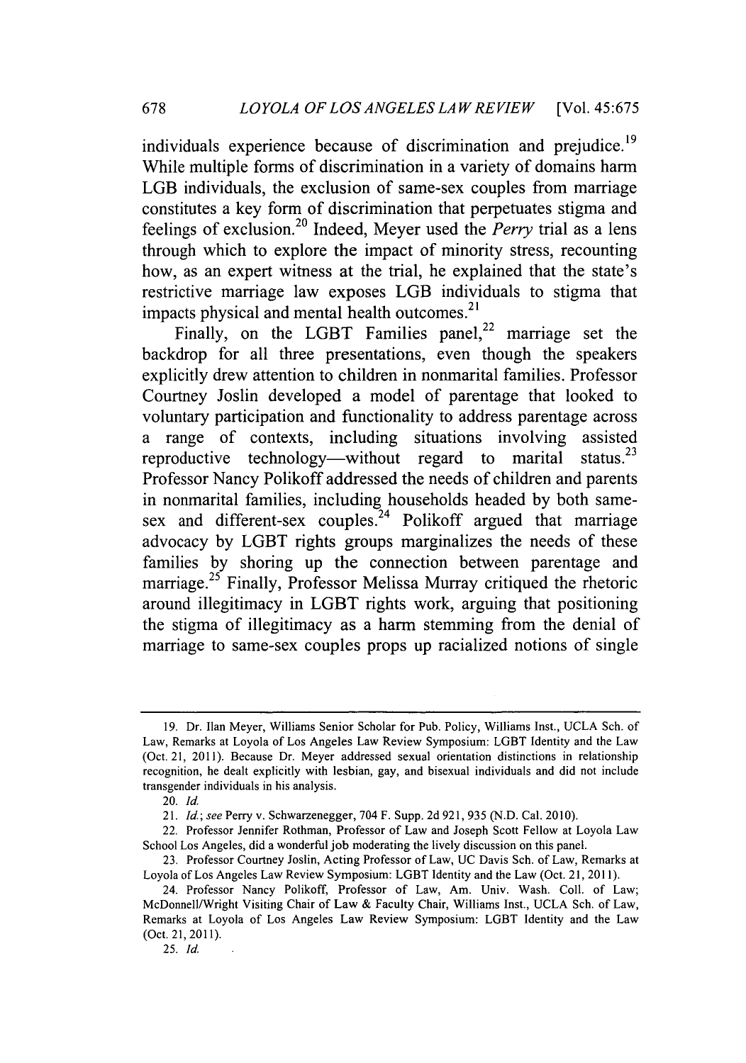individuals experience because of discrimination and prejudice.[19] While multiple forms of discrimination in a variety of domains harm LGB individuals, the exclusion of same-sex couples from marriage constitutes a key form of discrimination that perpetuates stigma and feelings of exclusion.[20] Indeed, Meyer used the *Perry* trial as a lens through which to explore the impact of minority stress, recounting how, as an expert witness at the trial, he explained that the state's restrictive marriage law exposes LGB individuals to stigma that impacts physical and mental health outcomes.[21]

Finally, on the LGBT Families panel,[22] marriage set the backdrop for all three presentations, even though the speakers explicitly drew attention to children in nonmarital families. Professor Courtney Joslin developed a model of parentage that looked to voluntary participation and functionality to address parentage across a range of contexts, including situations involving assisted reproductive technology—without regard to marital status.[23] Professor Nancy Polikoff addressed the needs of children and parents in nonmarital families, including households headed by both same-sex and different-sex couples.[24] Polikoff argued that marriage advocacy by LGBT rights groups marginalizes the needs of these families by shoring up the connection between parentage and marriage.[25] Finally, Professor Melissa Murray critiqued the rhetoric around illegitimacy in LGBT rights work, arguing that positioning the stigma of illegitimacy as a harm stemming from the denial of marriage to same-sex couples props up racialized notions of single

---

19. Dr. Ilan Meyer, Williams Senior Scholar for Pub. Policy, Williams Inst., UCLA Sch. of Law, Remarks at Loyola of Los Angeles Law Review Symposium: LGBT Identity and the Law (Oct. 21, 2011). Because Dr. Meyer addressed sexual orientation distinctions in relationship recognition, he dealt explicitly with lesbian, gay, and bisexual individuals and did not include transgender individuals in his analysis.

20. *Id.*

21. *Id.*; *see* Perry v. Schwarzenegger, 704 F. Supp. 2d 921, 935 (N.D. Cal. 2010).

22. Professor Jennifer Rothman, Professor of Law and Joseph Scott Fellow at Loyola Law School Los Angeles, did a wonderful job moderating the lively discussion on this panel.

23. Professor Courtney Joslin, Acting Professor of Law, UC Davis Sch. of Law, Remarks at Loyola of Los Angeles Law Review Symposium: LGBT Identity and the Law (Oct. 21, 2011).

24. Professor Nancy Polikoff, Professor of Law, Am. Univ. Wash. Coll. of Law; McDonnell/Wright Visiting Chair of Law & Faculty Chair, Williams Inst., UCLA Sch. of Law, Remarks at Loyola of Los Angeles Law Review Symposium: LGBT Identity and the Law (Oct. 21, 2011).

25. *Id.*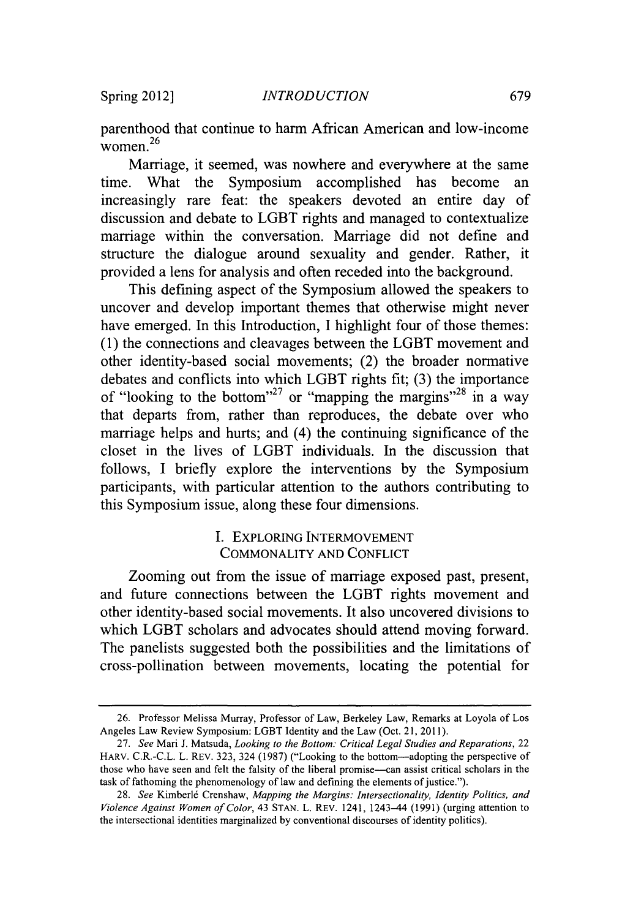parenthood that continue to harm African American and low-income women.[26]

Marriage, it seemed, was nowhere and everywhere at the same time. What the Symposium accomplished has become an increasingly rare feat: the speakers devoted an entire day of discussion and debate to LGBT rights and managed to contextualize marriage within the conversation. Marriage did not define and structure the dialogue around sexuality and gender. Rather, it provided a lens for analysis and often receded into the background.

This defining aspect of the Symposium allowed the speakers to uncover and develop important themes that otherwise might never have emerged. In this Introduction, I highlight four of those themes: (1) the connections and cleavages between the LGBT movement and other identity-based social movements; (2) the broader normative debates and conflicts into which LGBT rights fit; (3) the importance of "looking to the bottom"[27] or "mapping the margins"[28] in a way that departs from, rather than reproduces, the debate over who marriage helps and hurts; and (4) the continuing significance of the closet in the lives of LGBT individuals. In the discussion that follows, I briefly explore the interventions by the Symposium participants, with particular attention to the authors contributing to this Symposium issue, along these four dimensions.

## I. EXPLORING INTERMOVEMENT COMMONALITY AND CONFLICT

Zooming out from the issue of marriage exposed past, present, and future connections between the LGBT rights movement and other identity-based social movements. It also uncovered divisions to which LGBT scholars and advocates should attend moving forward. The panelists suggested both the possibilities and the limitations of cross-pollination between movements, locating the potential for

---

26. Professor Melissa Murray, Professor of Law, Berkeley Law, Remarks at Loyola of Los Angeles Law Review Symposium: LGBT Identity and the Law (Oct. 21, 2011).

27. *See* Mari J. Matsuda, *Looking to the Bottom: Critical Legal Studies and Reparations*, 22 HARV. C.R.-C.L. L. REV. 323, 324 (1987) ("Looking to the bottom—adopting the perspective of those who have seen and felt the falsity of the liberal promise—can assist critical scholars in the task of fathoming the phenomenology of law and defining the elements of justice.").

28. *See* Kimberlé Crenshaw, *Mapping the Margins: Intersectionality, Identity Politics, and Violence Against Women of Color*, 43 STAN. L. REV. 1241, 1243–44 (1991) (urging attention to the intersectional identities marginalized by conventional discourses of identity politics).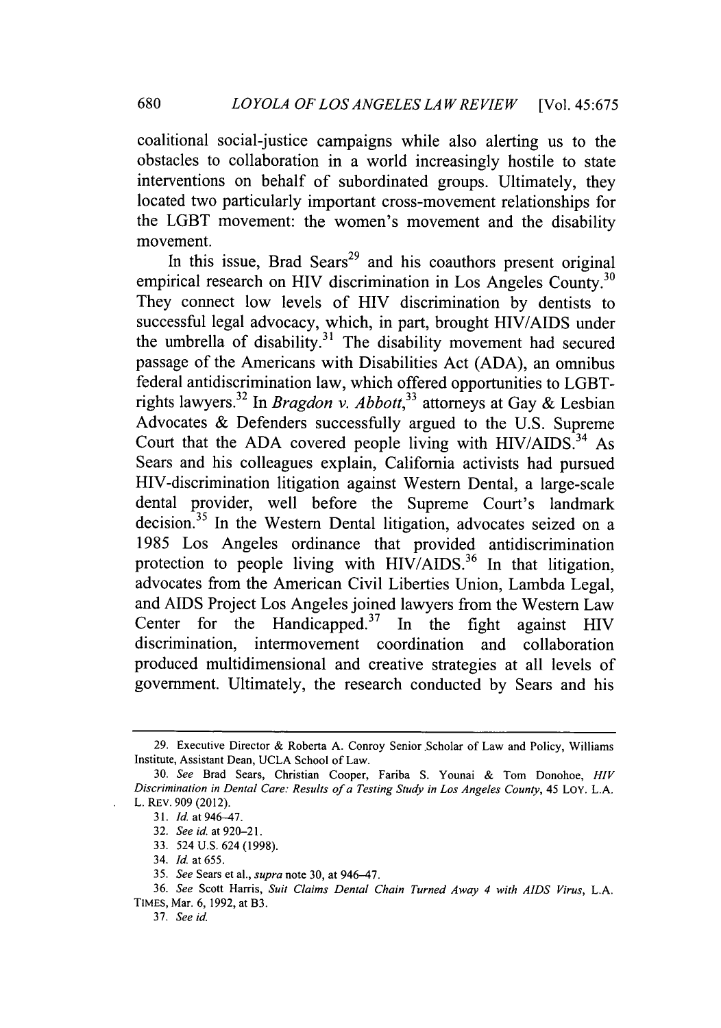coalitional social-justice campaigns while also alerting us to the obstacles to collaboration in a world increasingly hostile to state interventions on behalf of subordinated groups. Ultimately, they located two particularly important cross-movement relationships for the LGBT movement: the women's movement and the disability movement.

In this issue, Brad Sears[29] and his coauthors present original empirical research on HIV discrimination in Los Angeles County.[30] They connect low levels of HIV discrimination by dentists to successful legal advocacy, which, in part, brought HIV/AIDS under the umbrella of disability.[31] The disability movement had secured passage of the Americans with Disabilities Act (ADA), an omnibus federal antidiscrimination law, which offered opportunities to LGBT-rights lawyers.[32] In *Bragdon v. Abbott*,[33] attorneys at Gay & Lesbian Advocates & Defenders successfully argued to the U.S. Supreme Court that the ADA covered people living with HIV/AIDS.[34] As Sears and his colleagues explain, California activists had pursued HIV-discrimination litigation against Western Dental, a large-scale dental provider, well before the Supreme Court's landmark decision.[35] In the Western Dental litigation, advocates seized on a 1985 Los Angeles ordinance that provided antidiscrimination protection to people living with HIV/AIDS.[36] In that litigation, advocates from the American Civil Liberties Union, Lambda Legal, and AIDS Project Los Angeles joined lawyers from the Western Law Center for the Handicapped.[37] In the fight against HIV discrimination, intermovement coordination and collaboration produced multidimensional and creative strategies at all levels of government. Ultimately, the research conducted by Sears and his

---

29. Executive Director & Roberta A. Conroy Senior Scholar of Law and Policy, Williams Institute, Assistant Dean, UCLA School of Law.

30. *See* Brad Sears, Christian Cooper, Fariba S. Younai & Tom Donohoe, *HIV Discrimination in Dental Care: Results of a Testing Study in Los Angeles County*, 45 LOY. L.A. L. REV. 909 (2012).

31. *Id.* at 946–47.

32. *See id.* at 920–21.

33. 524 U.S. 624 (1998).

34. *Id.* at 655.

35. *See* Sears et al., *supra* note 30, at 946–47.

36. *See* Scott Harris, *Suit Claims Dental Chain Turned Away 4 with AIDS Virus*, L.A. TIMES, Mar. 6, 1992, at B3.

37. *See id.*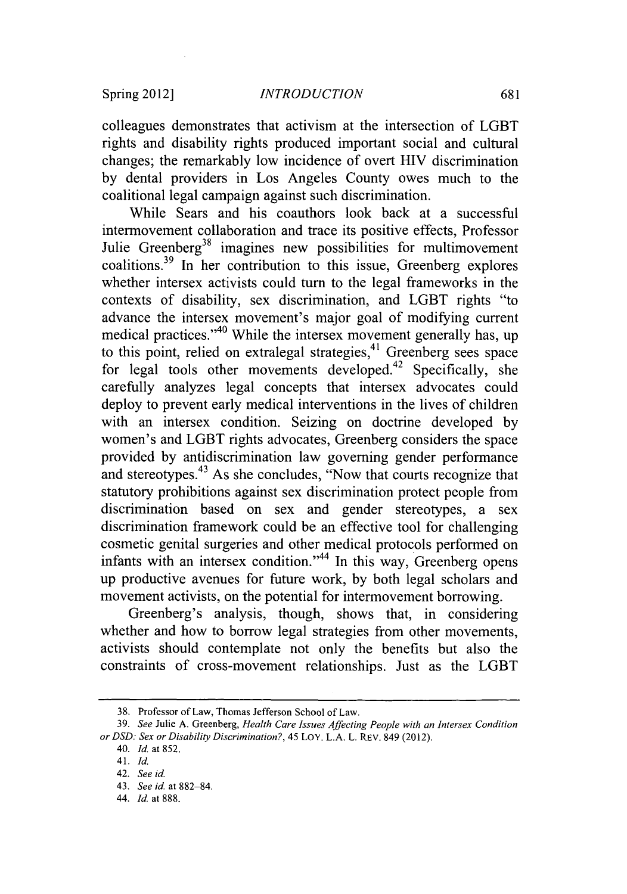colleagues demonstrates that activism at the intersection of LGBT rights and disability rights produced important social and cultural changes; the remarkably low incidence of overt HIV discrimination by dental providers in Los Angeles County owes much to the coalitional legal campaign against such discrimination.

While Sears and his coauthors look back at a successful intermovement collaboration and trace its positive effects, Professor Julie Greenberg[38] imagines new possibilities for multimovement coalitions.[39] In her contribution to this issue, Greenberg explores whether intersex activists could turn to the legal frameworks in the contexts of disability, sex discrimination, and LGBT rights "to advance the intersex movement's major goal of modifying current medical practices."[40] While the intersex movement generally has, up to this point, relied on extralegal strategies,[41] Greenberg sees space for legal tools other movements developed.[42] Specifically, she carefully analyzes legal concepts that intersex advocates could deploy to prevent early medical interventions in the lives of children with an intersex condition. Seizing on doctrine developed by women's and LGBT rights advocates, Greenberg considers the space provided by antidiscrimination law governing gender performance and stereotypes.[43] As she concludes, "Now that courts recognize that statutory prohibitions against sex discrimination protect people from discrimination based on sex and gender stereotypes, a sex discrimination framework could be an effective tool for challenging cosmetic genital surgeries and other medical protocols performed on infants with an intersex condition."[44] In this way, Greenberg opens up productive avenues for future work, by both legal scholars and movement activists, on the potential for intermovement borrowing.

Greenberg's analysis, though, shows that, in considering whether and how to borrow legal strategies from other movements, activists should contemplate not only the benefits but also the constraints of cross-movement relationships. Just as the LGBT

---

38. Professor of Law, Thomas Jefferson School of Law.

39. *See* Julie A. Greenberg, *Health Care Issues Affecting People with an Intersex Condition or DSD: Sex or Disability Discrimination?*, 45 LOY. L.A. L. REV. 849 (2012).

40. *Id.* at 852.

41. *Id.*

42. *See id.*

43. *See id.* at 882–84.

44. *Id.* at 888.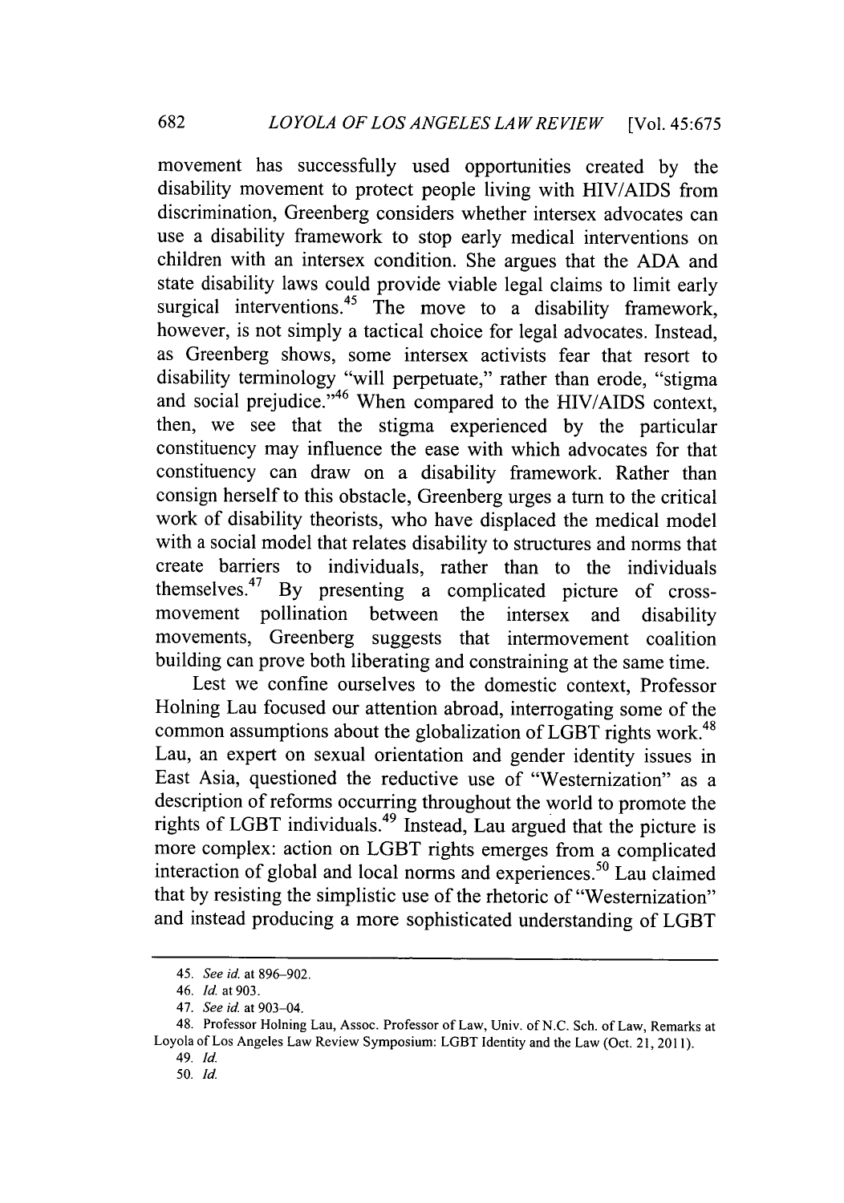movement has successfully used opportunities created by the disability movement to protect people living with HIV/AIDS from discrimination, Greenberg considers whether intersex advocates can use a disability framework to stop early medical interventions on children with an intersex condition. She argues that the ADA and state disability laws could provide viable legal claims to limit early surgical interventions.[45] The move to a disability framework, however, is not simply a tactical choice for legal advocates. Instead, as Greenberg shows, some intersex activists fear that resort to disability terminology "will perpetuate," rather than erode, "stigma and social prejudice."[46] When compared to the HIV/AIDS context, then, we see that the stigma experienced by the particular constituency may influence the ease with which advocates for that constituency can draw on a disability framework. Rather than consign herself to this obstacle, Greenberg urges a turn to the critical work of disability theorists, who have displaced the medical model with a social model that relates disability to structures and norms that create barriers to individuals, rather than to the individuals themselves.[47] By presenting a complicated picture of cross-movement pollination between the intersex and disability movements, Greenberg suggests that intermovement coalition building can prove both liberating and constraining at the same time.

Lest we confine ourselves to the domestic context, Professor Holning Lau focused our attention abroad, interrogating some of the common assumptions about the globalization of LGBT rights work.[48] Lau, an expert on sexual orientation and gender identity issues in East Asia, questioned the reductive use of "Westernization" as a description of reforms occurring throughout the world to promote the rights of LGBT individuals.[49] Instead, Lau argued that the picture is more complex: action on LGBT rights emerges from a complicated interaction of global and local norms and experiences.[50] Lau claimed that by resisting the simplistic use of the rhetoric of "Westernization" and instead producing a more sophisticated understanding of LGBT

---

45. *See id.* at 896–902.

46. *Id.* at 903.

47. *See id.* at 903–04.

48. Professor Holning Lau, Assoc. Professor of Law, Univ. of N.C. Sch. of Law, Remarks at Loyola of Los Angeles Law Review Symposium: LGBT Identity and the Law (Oct. 21, 2011).

49. *Id.*

50. *Id.*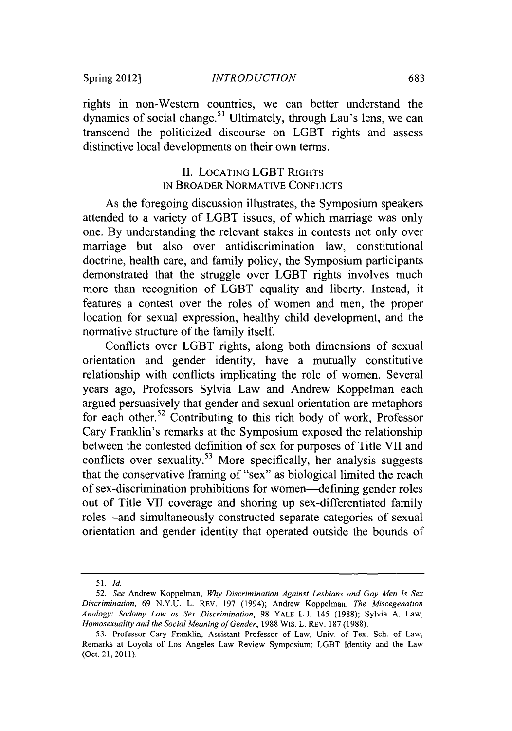rights in non-Western countries, we can better understand the dynamics of social change.[51] Ultimately, through Lau's lens, we can transcend the politicized discourse on LGBT rights and assess distinctive local developments on their own terms.

## II. LOCATING LGBT RIGHTS IN BROADER NORMATIVE CONFLICTS

As the foregoing discussion illustrates, the Symposium speakers attended to a variety of LGBT issues, of which marriage was only one. By understanding the relevant stakes in contests not only over marriage but also over antidiscrimination law, constitutional doctrine, health care, and family policy, the Symposium participants demonstrated that the struggle over LGBT rights involves much more than recognition of LGBT equality and liberty. Instead, it features a contest over the roles of women and men, the proper location for sexual expression, healthy child development, and the normative structure of the family itself.

Conflicts over LGBT rights, along both dimensions of sexual orientation and gender identity, have a mutually constitutive relationship with conflicts implicating the role of women. Several years ago, Professors Sylvia Law and Andrew Koppelman each argued persuasively that gender and sexual orientation are metaphors for each other.[52] Contributing to this rich body of work, Professor Cary Franklin's remarks at the Symposium exposed the relationship between the contested definition of sex for purposes of Title VII and conflicts over sexuality.[53] More specifically, her analysis suggests that the conservative framing of "sex" as biological limited the reach of sex-discrimination prohibitions for women—defining gender roles out of Title VII coverage and shoring up sex-differentiated family roles—and simultaneously constructed separate categories of sexual orientation and gender identity that operated outside the bounds of

---

51. *Id.*

52. *See* Andrew Koppelman, *Why Discrimination Against Lesbians and Gay Men Is Sex Discrimination*, 69 N.Y.U. L. REV. 197 (1994); Andrew Koppelman, *The Miscegenation Analogy: Sodomy Law as Sex Discrimination*, 98 YALE L.J. 145 (1988); Sylvia A. Law, *Homosexuality and the Social Meaning of Gender*, 1988 WIS. L. REV. 187 (1988).

53. Professor Cary Franklin, Assistant Professor of Law, Univ. of Tex. Sch. of Law, Remarks at Loyola of Los Angeles Law Review Symposium: LGBT Identity and the Law (Oct. 21, 2011).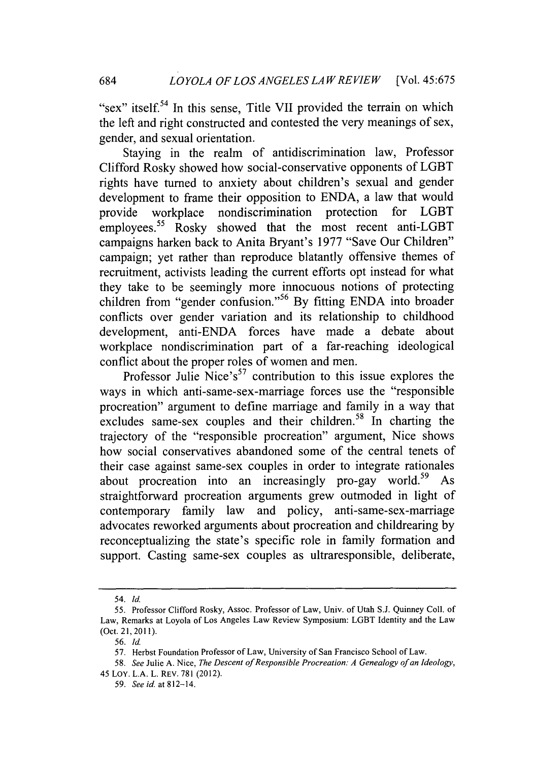"sex" itself.[54] In this sense, Title VII provided the terrain on which the left and right constructed and contested the very meanings of sex, gender, and sexual orientation.

Staying in the realm of antidiscrimination law, Professor Clifford Rosky showed how social-conservative opponents of LGBT rights have turned to anxiety about children's sexual and gender development to frame their opposition to ENDA, a law that would provide workplace nondiscrimination protection for LGBT employees.[55] Rosky showed that the most recent anti-LGBT campaigns harken back to Anita Bryant's 1977 "Save Our Children" campaign; yet rather than reproduce blatantly offensive themes of recruitment, activists leading the current efforts opt instead for what they take to be seemingly more innocuous notions of protecting children from "gender confusion."[56] By fitting ENDA into broader conflicts over gender variation and its relationship to childhood development, anti-ENDA forces have made a debate about workplace nondiscrimination part of a far-reaching ideological conflict about the proper roles of women and men.

Professor Julie Nice's[57] contribution to this issue explores the ways in which anti-same-sex-marriage forces use the "responsible procreation" argument to define marriage and family in a way that excludes same-sex couples and their children.[58] In charting the trajectory of the "responsible procreation" argument, Nice shows how social conservatives abandoned some of the central tenets of their case against same-sex couples in order to integrate rationales about procreation into an increasingly pro-gay world.[59] As straightforward procreation arguments grew outmoded in light of contemporary family law and policy, anti-same-sex-marriage advocates reworked arguments about procreation and childrearing by reconceptualizing the state's specific role in family formation and support. Casting same-sex couples as ultraresponsible, deliberate,

---

54. *Id.*

55. Professor Clifford Rosky, Assoc. Professor of Law, Univ. of Utah S.J. Quinney Coll. of Law, Remarks at Loyola of Los Angeles Law Review Symposium: LGBT Identity and the Law (Oct. 21, 2011).

56. *Id.*

57. Herbst Foundation Professor of Law, University of San Francisco School of Law.

58. *See* Julie A. Nice, *The Descent of Responsible Procreation: A Genealogy of an Ideology*, 45 LOY. L.A. L. REV. 781 (2012).

59. *See id.* at 812–14.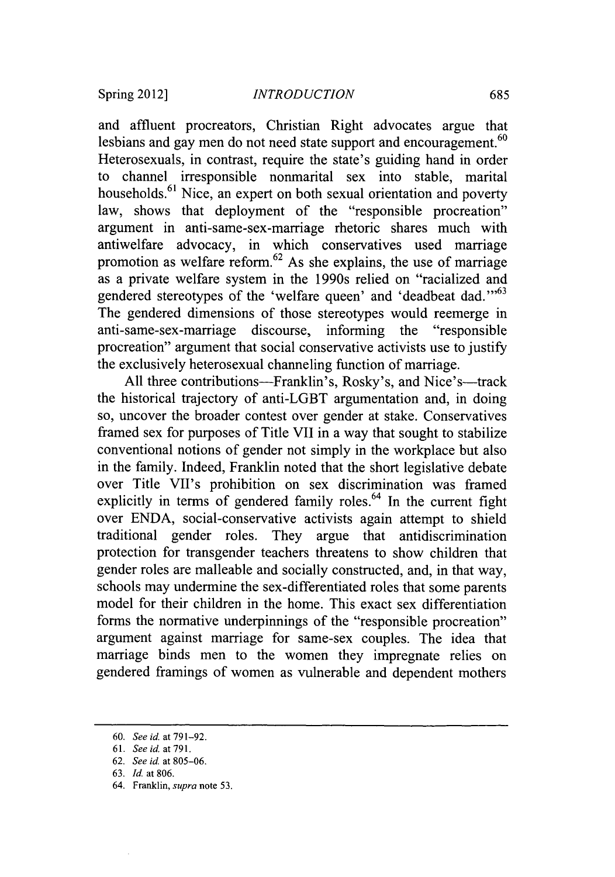and affluent procreators, Christian Right advocates argue that lesbians and gay men do not need state support and encouragement.[60] Heterosexuals, in contrast, require the state's guiding hand in order to channel irresponsible nonmarital sex into stable, marital households.[61] Nice, an expert on both sexual orientation and poverty law, shows that deployment of the "responsible procreation" argument in anti-same-sex-marriage rhetoric shares much with antiwelfare advocacy, in which conservatives used marriage promotion as welfare reform.[62] As she explains, the use of marriage as a private welfare system in the 1990s relied on "racialized and gendered stereotypes of the 'welfare queen' and 'deadbeat dad.'"[63] The gendered dimensions of those stereotypes would reemerge in anti-same-sex-marriage discourse, informing the "responsible procreation" argument that social conservative activists use to justify the exclusively heterosexual channeling function of marriage.

All three contributions—Franklin's, Rosky's, and Nice's—track the historical trajectory of anti-LGBT argumentation and, in doing so, uncover the broader contest over gender at stake. Conservatives framed sex for purposes of Title VII in a way that sought to stabilize conventional notions of gender not simply in the workplace but also in the family. Indeed, Franklin noted that the short legislative debate over Title VII's prohibition on sex discrimination was framed explicitly in terms of gendered family roles.[64] In the current fight over ENDA, social-conservative activists again attempt to shield traditional gender roles. They argue that antidiscrimination protection for transgender teachers threatens to show children that gender roles are malleable and socially constructed, and, in that way, schools may undermine the sex-differentiated roles that some parents model for their children in the home. This exact sex differentiation forms the normative underpinnings of the "responsible procreation" argument against marriage for same-sex couples. The idea that marriage binds men to the women they impregnate relies on gendered framings of women as vulnerable and dependent mothers

60. *See id.* at 791–92.

61. *See id.* at 791.

62. *See id.* at 805–06.

63. *Id.* at 806.

64. Franklin, *supra* note 53.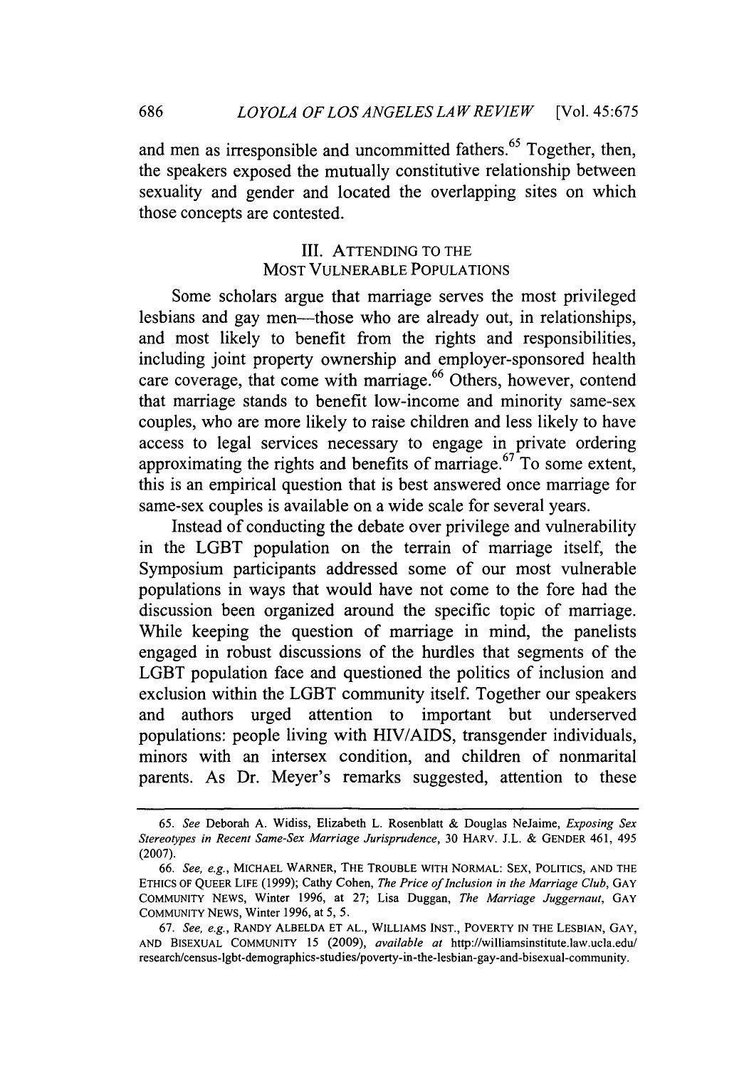and men as irresponsible and uncommitted fathers.[65] Together, then, the speakers exposed the mutually constitutive relationship between sexuality and gender and located the overlapping sites on which those concepts are contested.

## III. ATTENDING TO THE MOST VULNERABLE POPULATIONS

Some scholars argue that marriage serves the most privileged lesbians and gay men—those who are already out, in relationships, and most likely to benefit from the rights and responsibilities, including joint property ownership and employer-sponsored health care coverage, that come with marriage.[66] Others, however, contend that marriage stands to benefit low-income and minority same-sex couples, who are more likely to raise children and less likely to have access to legal services necessary to engage in private ordering approximating the rights and benefits of marriage.[67] To some extent, this is an empirical question that is best answered once marriage for same-sex couples is available on a wide scale for several years.

Instead of conducting the debate over privilege and vulnerability in the LGBT population on the terrain of marriage itself, the Symposium participants addressed some of our most vulnerable populations in ways that would have not come to the fore had the discussion been organized around the specific topic of marriage. While keeping the question of marriage in mind, the panelists engaged in robust discussions of the hurdles that segments of the LGBT population face and questioned the politics of inclusion and exclusion within the LGBT community itself. Together our speakers and authors urged attention to important but underserved populations: people living with HIV/AIDS, transgender individuals, minors with an intersex condition, and children of nonmarital parents. As Dr. Meyer's remarks suggested, attention to these

---

65. *See* Deborah A. Widiss, Elizabeth L. Rosenblatt & Douglas NeJaime, *Exposing Sex Stereotypes in Recent Same-Sex Marriage Jurisprudence*, 30 HARV. J.L. & GENDER 461, 495 (2007).

66. *See, e.g.*, MICHAEL WARNER, THE TROUBLE WITH NORMAL: SEX, POLITICS, AND THE ETHICS OF QUEER LIFE (1999); Cathy Cohen, *The Price of Inclusion in the Marriage Club*, GAY COMMUNITY NEWS, Winter 1996, at 27; Lisa Duggan, *The Marriage Juggernaut*, GAY COMMUNITY NEWS, Winter 1996, at 5, 5.

67. *See, e.g.*, RANDY ALBELDA ET AL., WILLIAMS INST., POVERTY IN THE LESBIAN, GAY, AND BISEXUAL COMMUNITY 15 (2009), *available at* http://williamsinstitute.law.ucla.edu/research/census-lgbt-demographics-studies/poverty-in-the-lesbian-gay-and-bisexual-community.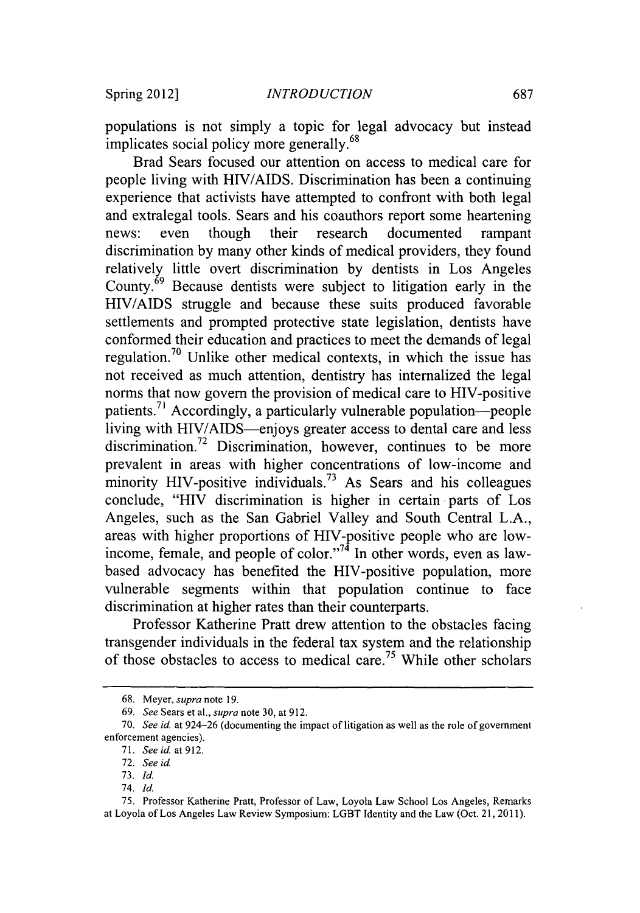populations is not simply a topic for legal advocacy but instead implicates social policy more generally.[68]

Brad Sears focused our attention on access to medical care for people living with HIV/AIDS. Discrimination has been a continuing experience that activists have attempted to confront with both legal and extralegal tools. Sears and his coauthors report some heartening news: even though their research documented rampant discrimination by many other kinds of medical providers, they found relatively little overt discrimination by dentists in Los Angeles County.[69] Because dentists were subject to litigation early in the HIV/AIDS struggle and because these suits produced favorable settlements and prompted protective state legislation, dentists have conformed their education and practices to meet the demands of legal regulation.[70] Unlike other medical contexts, in which the issue has not received as much attention, dentistry has internalized the legal norms that now govern the provision of medical care to HIV-positive patients.[71] Accordingly, a particularly vulnerable population—people living with HIV/AIDS—enjoys greater access to dental care and less discrimination.[72] Discrimination, however, continues to be more prevalent in areas with higher concentrations of low-income and minority HIV-positive individuals.[73] As Sears and his colleagues conclude, "HIV discrimination is higher in certain parts of Los Angeles, such as the San Gabriel Valley and South Central L.A., areas with higher proportions of HIV-positive people who are low-income, female, and people of color."[74] In other words, even as law-based advocacy has benefited the HIV-positive population, more vulnerable segments within that population continue to face discrimination at higher rates than their counterparts.

Professor Katherine Pratt drew attention to the obstacles facing transgender individuals in the federal tax system and the relationship of those obstacles to access to medical care.[75] While other scholars

---

68. Meyer, *supra* note 19.

69. *See* Sears et al., *supra* note 30, at 912.

70. *See id.* at 924–26 (documenting the impact of litigation as well as the role of government enforcement agencies).

71. *See id.* at 912.

72. *See id.*

73. *Id.*

74. *Id.*

75. Professor Katherine Pratt, Professor of Law, Loyola Law School Los Angeles, Remarks at Loyola of Los Angeles Law Review Symposium: LGBT Identity and the Law (Oct. 21, 2011).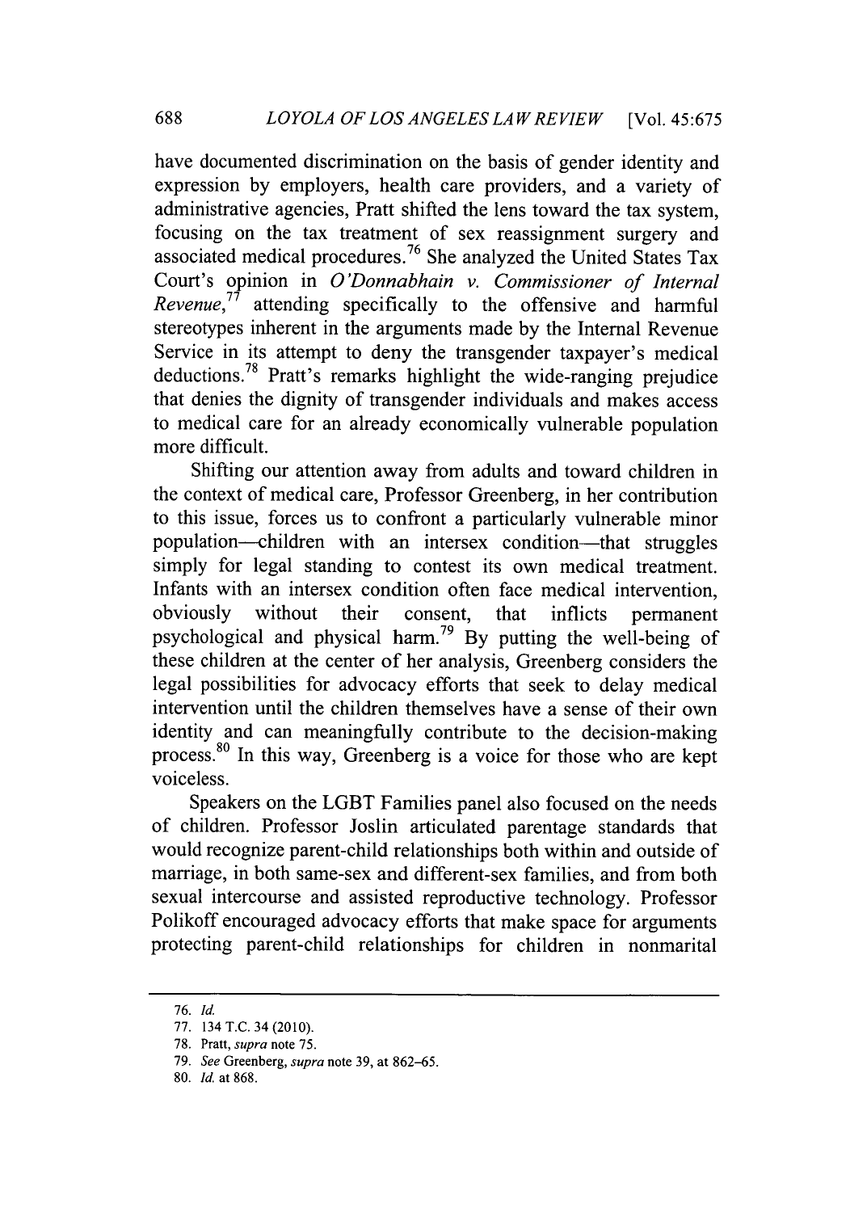have documented discrimination on the basis of gender identity and expression by employers, health care providers, and a variety of administrative agencies, Pratt shifted the lens toward the tax system, focusing on the tax treatment of sex reassignment surgery and associated medical procedures.[76] She analyzed the United States Tax Court's opinion in *O'Donnabhain v. Commissioner of Internal Revenue*,[77] attending specifically to the offensive and harmful stereotypes inherent in the arguments made by the Internal Revenue Service in its attempt to deny the transgender taxpayer's medical deductions.[78] Pratt's remarks highlight the wide-ranging prejudice that denies the dignity of transgender individuals and makes access to medical care for an already economically vulnerable population more difficult.

Shifting our attention away from adults and toward children in the context of medical care, Professor Greenberg, in her contribution to this issue, forces us to confront a particularly vulnerable minor population—children with an intersex condition—that struggles simply for legal standing to contest its own medical treatment. Infants with an intersex condition often face medical intervention, obviously without their consent, that inflicts permanent psychological and physical harm.[79] By putting the well-being of these children at the center of her analysis, Greenberg considers the legal possibilities for advocacy efforts that seek to delay medical intervention until the children themselves have a sense of their own identity and can meaningfully contribute to the decision-making process.[80] In this way, Greenberg is a voice for those who are kept voiceless.

Speakers on the LGBT Families panel also focused on the needs of children. Professor Joslin articulated parentage standards that would recognize parent-child relationships both within and outside of marriage, in both same-sex and different-sex families, and from both sexual intercourse and assisted reproductive technology. Professor Polikoff encouraged advocacy efforts that make space for arguments protecting parent-child relationships for children in nonmarital

---

76. *Id.*

77. 134 T.C. 34 (2010).

78. Pratt, *supra* note 75.

79. *See* Greenberg, *supra* note 39, at 862–65.

80. *Id.* at 868.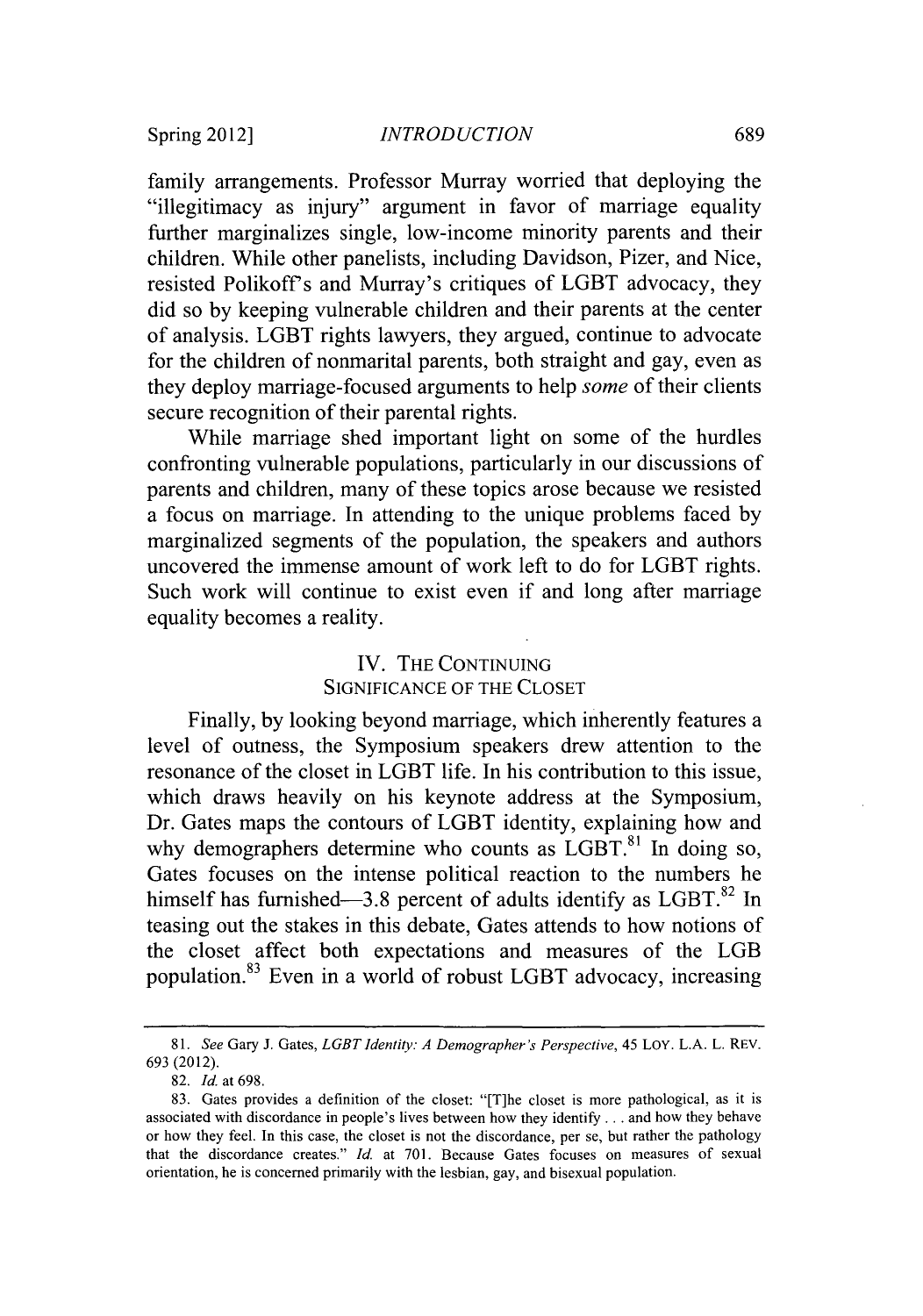family arrangements. Professor Murray worried that deploying the "illegitimacy as injury" argument in favor of marriage equality further marginalizes single, low-income minority parents and their children. While other panelists, including Davidson, Pizer, and Nice, resisted Polikoff's and Murray's critiques of LGBT advocacy, they did so by keeping vulnerable children and their parents at the center of analysis. LGBT rights lawyers, they argued, continue to advocate for the children of nonmarital parents, both straight and gay, even as they deploy marriage-focused arguments to help *some* of their clients secure recognition of their parental rights.

While marriage shed important light on some of the hurdles confronting vulnerable populations, particularly in our discussions of parents and children, many of these topics arose because we resisted a focus on marriage. In attending to the unique problems faced by marginalized segments of the population, the speakers and authors uncovered the immense amount of work left to do for LGBT rights. Such work will continue to exist even if and long after marriage equality becomes a reality.

## IV. THE CONTINUING SIGNIFICANCE OF THE CLOSET

Finally, by looking beyond marriage, which inherently features a level of outness, the Symposium speakers drew attention to the resonance of the closet in LGBT life. In his contribution to this issue, which draws heavily on his keynote address at the Symposium, Dr. Gates maps the contours of LGBT identity, explaining how and why demographers determine who counts as LGBT.[81] In doing so, Gates focuses on the intense political reaction to the numbers he himself has furnished—3.8 percent of adults identify as LGBT.[82] In teasing out the stakes in this debate, Gates attends to how notions of the closet affect both expectations and measures of the LGB population.[83] Even in a world of robust LGBT advocacy, increasing

---

81. *See* Gary J. Gates, *LGBT Identity: A Demographer's Perspective*, 45 LOY. L.A. L. REV. 693 (2012).

82. *Id.* at 698.

83. Gates provides a definition of the closet: "[T]he closet is more pathological, as it is associated with discordance in people's lives between how they identify . . . and how they behave or how they feel. In this case, the closet is not the discordance, per se, but rather the pathology that the discordance creates." *Id.* at 701. Because Gates focuses on measures of sexual orientation, he is concerned primarily with the lesbian, gay, and bisexual population.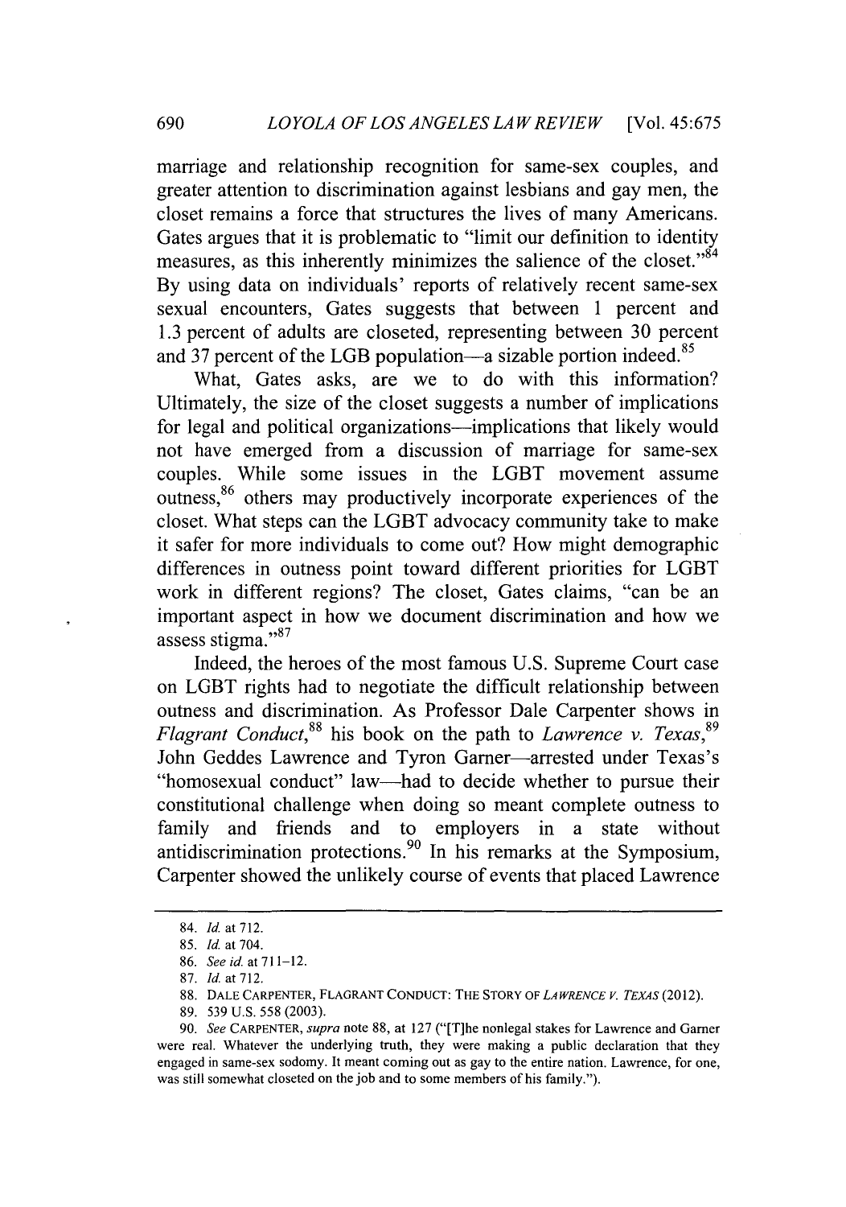marriage and relationship recognition for same-sex couples, and greater attention to discrimination against lesbians and gay men, the closet remains a force that structures the lives of many Americans. Gates argues that it is problematic to "limit our definition to identity measures, as this inherently minimizes the salience of the closet."[84] By using data on individuals' reports of relatively recent same-sex sexual encounters, Gates suggests that between 1 percent and 1.3 percent of adults are closeted, representing between 30 percent and 37 percent of the LGB population—a sizable portion indeed.[85]

What, Gates asks, are we to do with this information? Ultimately, the size of the closet suggests a number of implications for legal and political organizations—implications that likely would not have emerged from a discussion of marriage for same-sex couples. While some issues in the LGBT movement assume outness,[86] others may productively incorporate experiences of the closet. What steps can the LGBT advocacy community take to make it safer for more individuals to come out? How might demographic differences in outness point toward different priorities for LGBT work in different regions? The closet, Gates claims, "can be an important aspect in how we document discrimination and how we assess stigma."[87]

Indeed, the heroes of the most famous U.S. Supreme Court case on LGBT rights had to negotiate the difficult relationship between outness and discrimination. As Professor Dale Carpenter shows in *Flagrant Conduct*,[88] his book on the path to *Lawrence v. Texas*,[89] John Geddes Lawrence and Tyron Garner—arrested under Texas's "homosexual conduct" law—had to decide whether to pursue their constitutional challenge when doing so meant complete outness to family and friends and to employers in a state without antidiscrimination protections.[90] In his remarks at the Symposium, Carpenter showed the unlikely course of events that placed Lawrence

---

84. *Id.* at 712.

85. *Id.* at 704.

86. *See id.* at 711–12.

87. *Id.* at 712.

88. DALE CARPENTER, FLAGRANT CONDUCT: THE STORY OF *LAWRENCE V. TEXAS* (2012).

89. 539 U.S. 558 (2003).

90. *See* CARPENTER, *supra* note 88, at 127 ("[T]he nonlegal stakes for Lawrence and Garner were real. Whatever the underlying truth, they were making a public declaration that they engaged in same-sex sodomy. It meant coming out as gay to the entire nation. Lawrence, for one, was still somewhat closeted on the job and to some members of his family.").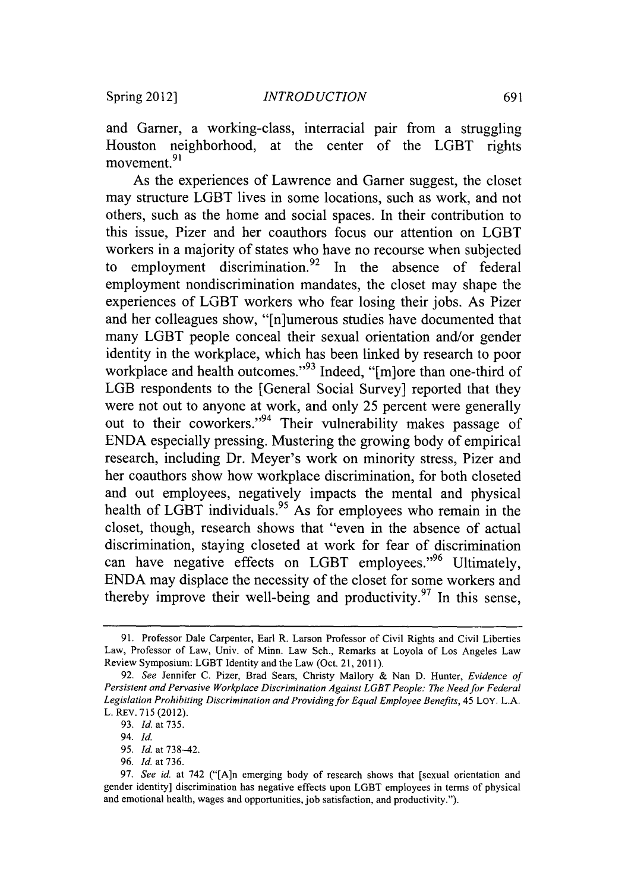and Garner, a working-class, interracial pair from a struggling Houston neighborhood, at the center of the LGBT rights movement.[91]

As the experiences of Lawrence and Garner suggest, the closet may structure LGBT lives in some locations, such as work, and not others, such as the home and social spaces. In their contribution to this issue, Pizer and her coauthors focus our attention on LGBT workers in a majority of states who have no recourse when subjected to employment discrimination.[92] In the absence of federal employment nondiscrimination mandates, the closet may shape the experiences of LGBT workers who fear losing their jobs. As Pizer and her colleagues show, "[n]umerous studies have documented that many LGBT people conceal their sexual orientation and/or gender identity in the workplace, which has been linked by research to poor workplace and health outcomes."[93] Indeed, "[m]ore than one-third of LGB respondents to the [General Social Survey] reported that they were not out to anyone at work, and only 25 percent were generally out to their coworkers."[94] Their vulnerability makes passage of ENDA especially pressing. Mustering the growing body of empirical research, including Dr. Meyer's work on minority stress, Pizer and her coauthors show how workplace discrimination, for both closeted and out employees, negatively impacts the mental and physical health of LGBT individuals.[95] As for employees who remain in the closet, though, research shows that "even in the absence of actual discrimination, staying closeted at work for fear of discrimination can have negative effects on LGBT employees."[96] Ultimately, ENDA may displace the necessity of the closet for some workers and thereby improve their well-being and productivity.[97] In this sense,

---

91. Professor Dale Carpenter, Earl R. Larson Professor of Civil Rights and Civil Liberties Law, Professor of Law, Univ. of Minn. Law Sch., Remarks at Loyola of Los Angeles Law Review Symposium: LGBT Identity and the Law (Oct. 21, 2011).

92. *See* Jennifer C. Pizer, Brad Sears, Christy Mallory & Nan D. Hunter, *Evidence of Persistent and Pervasive Workplace Discrimination Against LGBT People: The Need for Federal Legislation Prohibiting Discrimination and Providing for Equal Employee Benefits*, 45 LOY. L.A. L. REV. 715 (2012).

93. *Id.* at 735.

94. *Id.*

95. *Id.* at 738–42.

96. *Id.* at 736.

97. *See id.* at 742 ("[A]n emerging body of research shows that [sexual orientation and gender identity] discrimination has negative effects upon LGBT employees in terms of physical and emotional health, wages and opportunities, job satisfaction, and productivity.").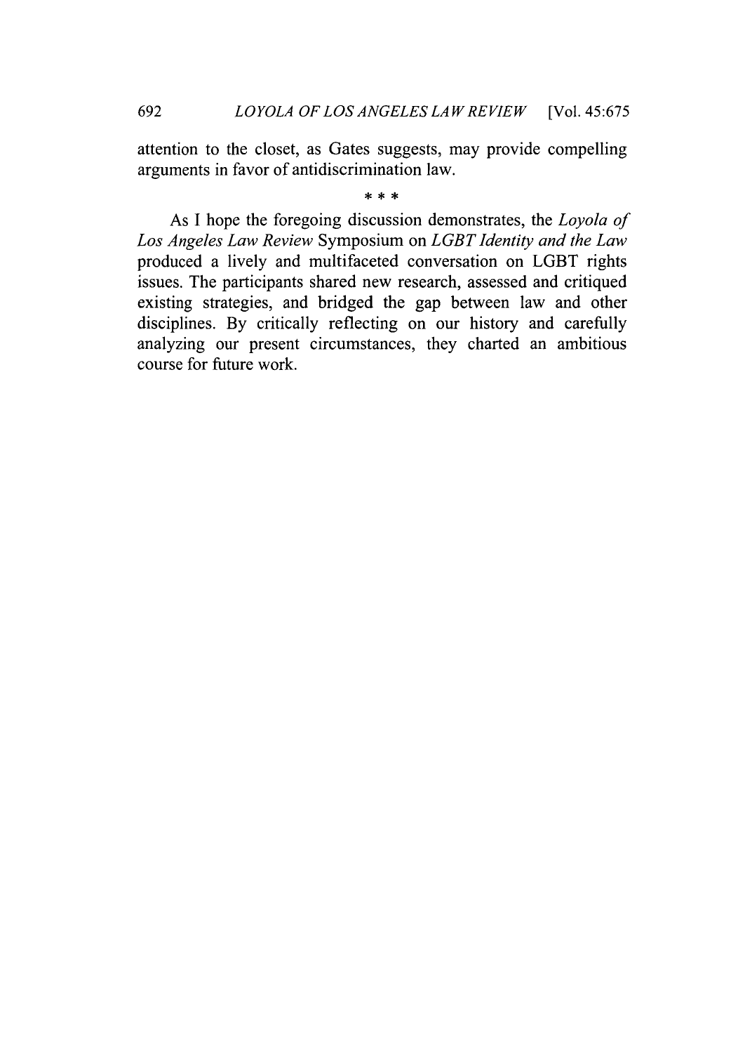attention to the closet, as Gates suggests, may provide compelling arguments in favor of antidiscrimination law.

\* \* \*

As I hope the foregoing discussion demonstrates, the *Loyola of Los Angeles Law Review* Symposium on *LGBT Identity and the Law* produced a lively and multifaceted conversation on LGBT rights issues. The participants shared new research, assessed and critiqued existing strategies, and bridged the gap between law and other disciplines. By critically reflecting on our history and carefully analyzing our present circumstances, they charted an ambitious course for future work.